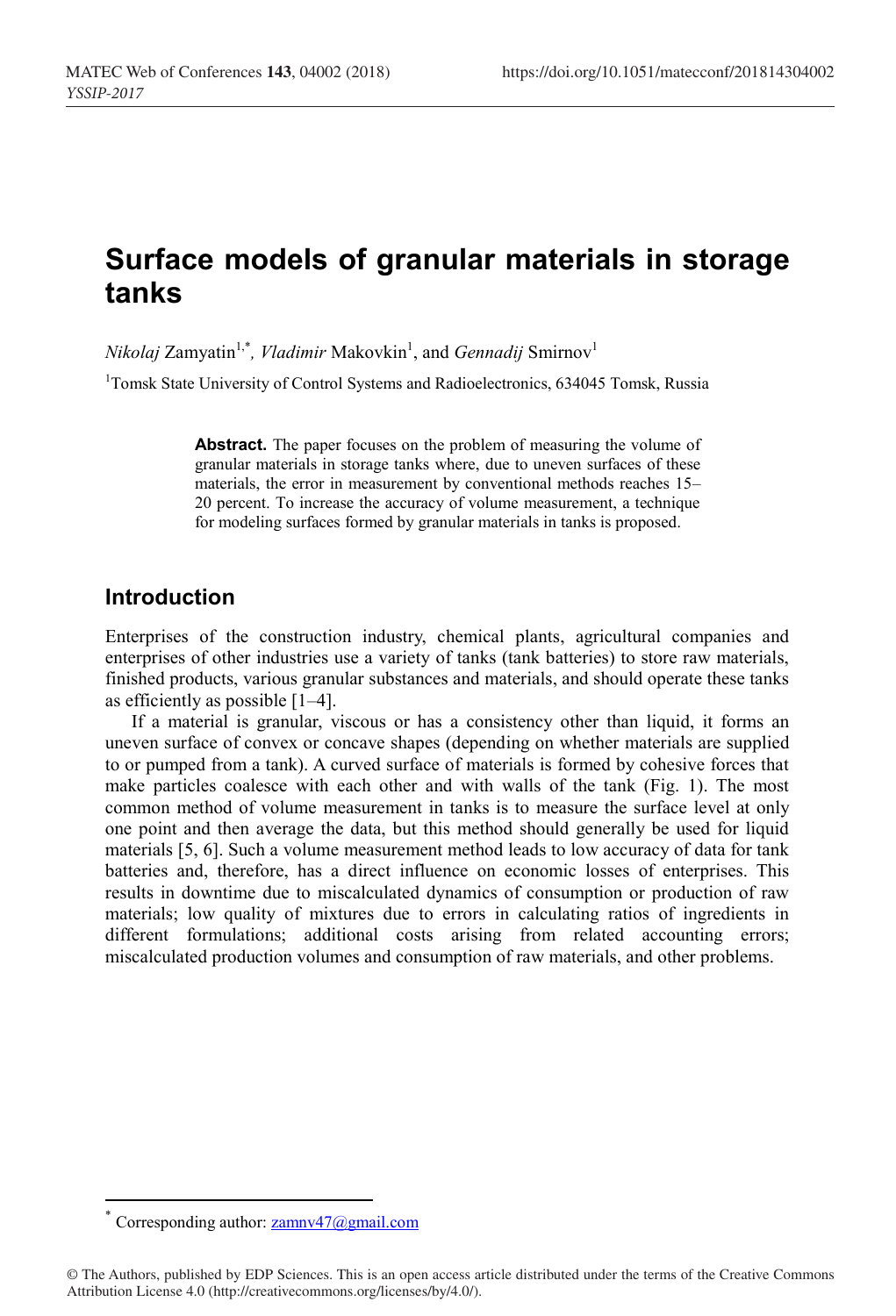# Surface models of granular materials in storage tanks

*Nikolaj* Zamyatin[1,*], *Vladimir* Makovkin[1], and *Gennadij* Smirnov[1]

[1]Tomsk State University of Control Systems and Radioelectronics, 634045 Tomsk, Russia

**Abstract.** The paper focuses on the problem of measuring the volume of granular materials in storage tanks where, due to uneven surfaces of these materials, the error in measurement by conventional methods reaches 15–20 percent. To increase the accuracy of volume measurement, a technique for modeling surfaces formed by granular materials in tanks is proposed.

## Introduction

Enterprises of the construction industry, chemical plants, agricultural companies and enterprises of other industries use a variety of tanks (tank batteries) to store raw materials, finished products, various granular substances and materials, and should operate these tanks as efficiently as possible [1–4].

If a material is granular, viscous or has a consistency other than liquid, it forms an uneven surface of convex or concave shapes (depending on whether materials are supplied to or pumped from a tank). A curved surface of materials is formed by cohesive forces that make particles coalesce with each other and with walls of the tank (Fig. 1). The most common method of volume measurement in tanks is to measure the surface level at only one point and then average the data, but this method should generally be used for liquid materials [5, 6]. Such a volume measurement method leads to low accuracy of data for tank batteries and, therefore, has a direct influence on economic losses of enterprises. This results in downtime due to miscalculated dynamics of consumption or production of raw materials; low quality of mixtures due to errors in calculating ratios of ingredients in different formulations; additional costs arising from related accounting errors; miscalculated production volumes and consumption of raw materials, and other problems.

[*] Corresponding author: zamnv47@gmail.com

© The Authors, published by EDP Sciences. This is an open access article distributed under the terms of the Creative Commons Attribution License 4.0 (http://creativecommons.org/licenses/by/4.0/).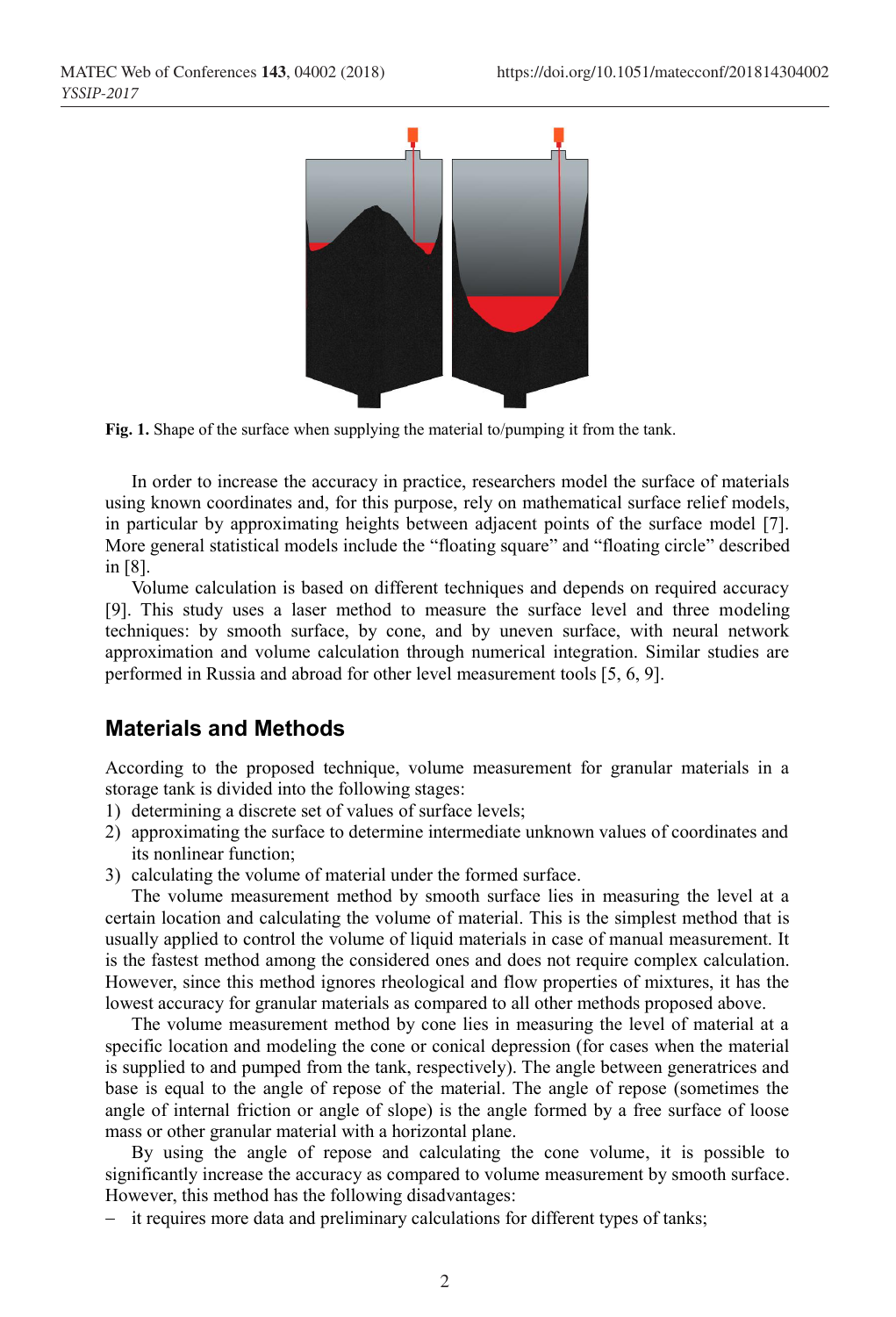**Fig. 1.** Shape of the surface when supplying the material to/pumping it from the tank.

In order to increase the accuracy in practice, researchers model the surface of materials using known coordinates and, for this purpose, rely on mathematical surface relief models, in particular by approximating heights between adjacent points of the surface model [7]. More general statistical models include the "floating square" and "floating circle" described in [8].

Volume calculation is based on different techniques and depends on required accuracy [9]. This study uses a laser method to measure the surface level and three modeling techniques: by smooth surface, by cone, and by uneven surface, with neural network approximation and volume calculation through numerical integration. Similar studies are performed in Russia and abroad for other level measurement tools [5, 6, 9].

## Materials and Methods

According to the proposed technique, volume measurement for granular materials in a storage tank is divided into the following stages:

1) determining a discrete set of values of surface levels;
2) approximating the surface to determine intermediate unknown values of coordinates and its nonlinear function;
3) calculating the volume of material under the formed surface.

The volume measurement method by smooth surface lies in measuring the level at a certain location and calculating the volume of material. This is the simplest method that is usually applied to control the volume of liquid materials in case of manual measurement. It is the fastest method among the considered ones and does not require complex calculation. However, since this method ignores rheological and flow properties of mixtures, it has the lowest accuracy for granular materials as compared to all other methods proposed above.

The volume measurement method by cone lies in measuring the level of material at a specific location and modeling the cone or conical depression (for cases when the material is supplied to and pumped from the tank, respectively). The angle between generatrices and base is equal to the angle of repose of the material. The angle of repose (sometimes the angle of internal friction or angle of slope) is the angle formed by a free surface of loose mass or other granular material with a horizontal plane.

By using the angle of repose and calculating the cone volume, it is possible to significantly increase the accuracy as compared to volume measurement by smooth surface. However, this method has the following disadvantages:

– it requires more data and preliminary calculations for different types of tanks;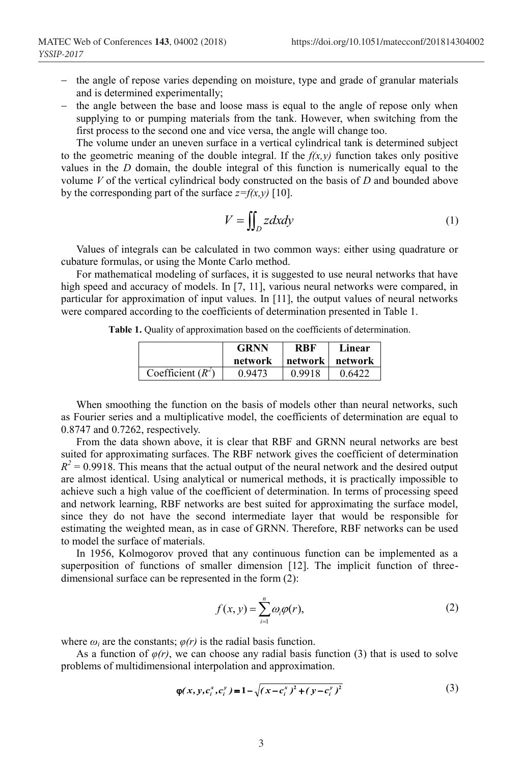- the angle of repose varies depending on moisture, type and grade of granular materials and is determined experimentally;
- the angle between the base and loose mass is equal to the angle of repose only when supplying to or pumping materials from the tank. However, when switching from the first process to the second one and vice versa, the angle will change too.

The volume under an uneven surface in a vertical cylindrical tank is determined subject to the geometric meaning of the double integral. If the $f(x,y)$ function takes only positive values in the $D$ domain, the double integral of this function is numerically equal to the volume $V$ of the vertical cylindrical body constructed on the basis of $D$ and bounded above by the corresponding part of the surface $z=f(x,y)$ [10].

$$V = \iint_D z dx dy \tag{1}$$

Values of integrals can be calculated in two common ways: either using quadrature or cubature formulas, or using the Monte Carlo method.

For mathematical modeling of surfaces, it is suggested to use neural networks that have high speed and accuracy of models. In [7, 11], various neural networks were compared, in particular for approximation of input values. In [11], the output values of neural networks were compared according to the coefficients of determination presented in Table 1.

**Table 1.** Quality of approximation based on the coefficients of determination.

| | GRNN network | RBF network | Linear network |
|---|---|---|---|
| Coefficient ($R^2$) | 0.9473 | 0.9918 | 0.6422 |

When smoothing the function on the basis of models other than neural networks, such as Fourier series and a multiplicative model, the coefficients of determination are equal to 0.8747 and 0.7262, respectively.

From the data shown above, it is clear that RBF and GRNN neural networks are best suited for approximating surfaces. The RBF network gives the coefficient of determination $R^2 = 0.9918$. This means that the actual output of the neural network and the desired output are almost identical. Using analytical or numerical methods, it is practically impossible to achieve such a high value of the coefficient of determination. In terms of processing speed and network learning, RBF networks are best suited for approximating the surface model, since they do not have the second intermediate layer that would be responsible for estimating the weighted mean, as in case of GRNN. Therefore, RBF networks can be used to model the surface of materials.

In 1956, Kolmogorov proved that any continuous function can be implemented as a superposition of functions of smaller dimension [12]. The implicit function of three-dimensional surface can be represented in the form (2):

$$f(x,y) = \sum_{i=1}^{n} \omega_i \varphi(r), \tag{2}$$

where $\omega_i$ are the constants; $\varphi(r)$ is the radial basis function.

As a function of $\varphi(r)$, we can choose any radial basis function (3) that is used to solve problems of multidimensional interpolation and approximation.

$$\varphi(x, y, c_i^x, c_i^y) = 1 - \sqrt{(x - c_i^x)^2 + (y - c_i^y)^2} \tag{3}$$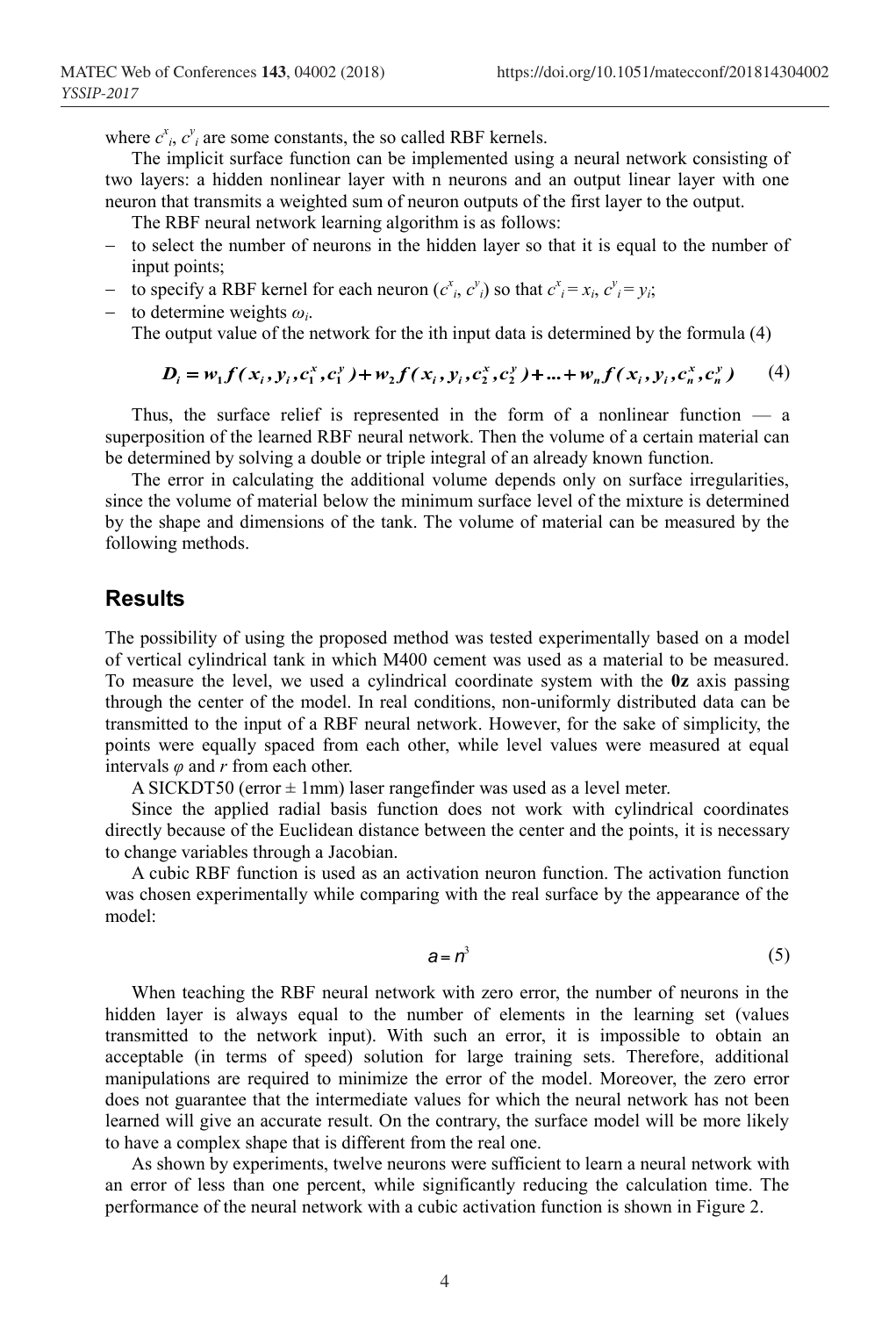where $c^x_i$, $c^y_i$ are some constants, the so called RBF kernels.

The implicit surface function can be implemented using a neural network consisting of two layers: a hidden nonlinear layer with n neurons and an output linear layer with one neuron that transmits a weighted sum of neuron outputs of the first layer to the output.

The RBF neural network learning algorithm is as follows:

- to select the number of neurons in the hidden layer so that it is equal to the number of input points;
- to specify a RBF kernel for each neuron ($c^x_i$, $c^y_i$) so that $c^x_i = x_i$, $c^y_i = y_i$;
- to determine weights $\omega_i$.

The output value of the network for the ith input data is determined by the formula (4)

$$D_i = w_1 f(x_i, y_i, c_1^x, c_1^y) + w_2 f(x_i, y_i, c_2^x, c_2^y) + ... + w_n f(x_i, y_i, c_n^x, c_n^y) \quad (4)$$

Thus, the surface relief is represented in the form of a nonlinear function — a superposition of the learned RBF neural network. Then the volume of a certain material can be determined by solving a double or triple integral of an already known function.

The error in calculating the additional volume depends only on surface irregularities, since the volume of material below the minimum surface level of the mixture is determined by the shape and dimensions of the tank. The volume of material can be measured by the following methods.

## Results

The possibility of using the proposed method was tested experimentally based on a model of vertical cylindrical tank in which M400 cement was used as a material to be measured. To measure the level, we used a cylindrical coordinate system with the **0z** axis passing through the center of the model. In real conditions, non-uniformly distributed data can be transmitted to the input of a RBF neural network. However, for the sake of simplicity, the points were equally spaced from each other, while level values were measured at equal intervals $\varphi$ and $r$ from each other.

A SICKDT50 (error ± 1mm) laser rangefinder was used as a level meter.

Since the applied radial basis function does not work with cylindrical coordinates directly because of the Euclidean distance between the center and the points, it is necessary to change variables through a Jacobian.

A cubic RBF function is used as an activation neuron function. The activation function was chosen experimentally while comparing with the real surface by the appearance of the model:

$$a = n^3 \quad (5)$$

When teaching the RBF neural network with zero error, the number of neurons in the hidden layer is always equal to the number of elements in the learning set (values transmitted to the network input). With such an error, it is impossible to obtain an acceptable (in terms of speed) solution for large training sets. Therefore, additional manipulations are required to minimize the error of the model. Moreover, the zero error does not guarantee that the intermediate values for which the neural network has not been learned will give an accurate result. On the contrary, the surface model will be more likely to have a complex shape that is different from the real one.

As shown by experiments, twelve neurons were sufficient to learn a neural network with an error of less than one percent, while significantly reducing the calculation time. The performance of the neural network with a cubic activation function is shown in Figure 2.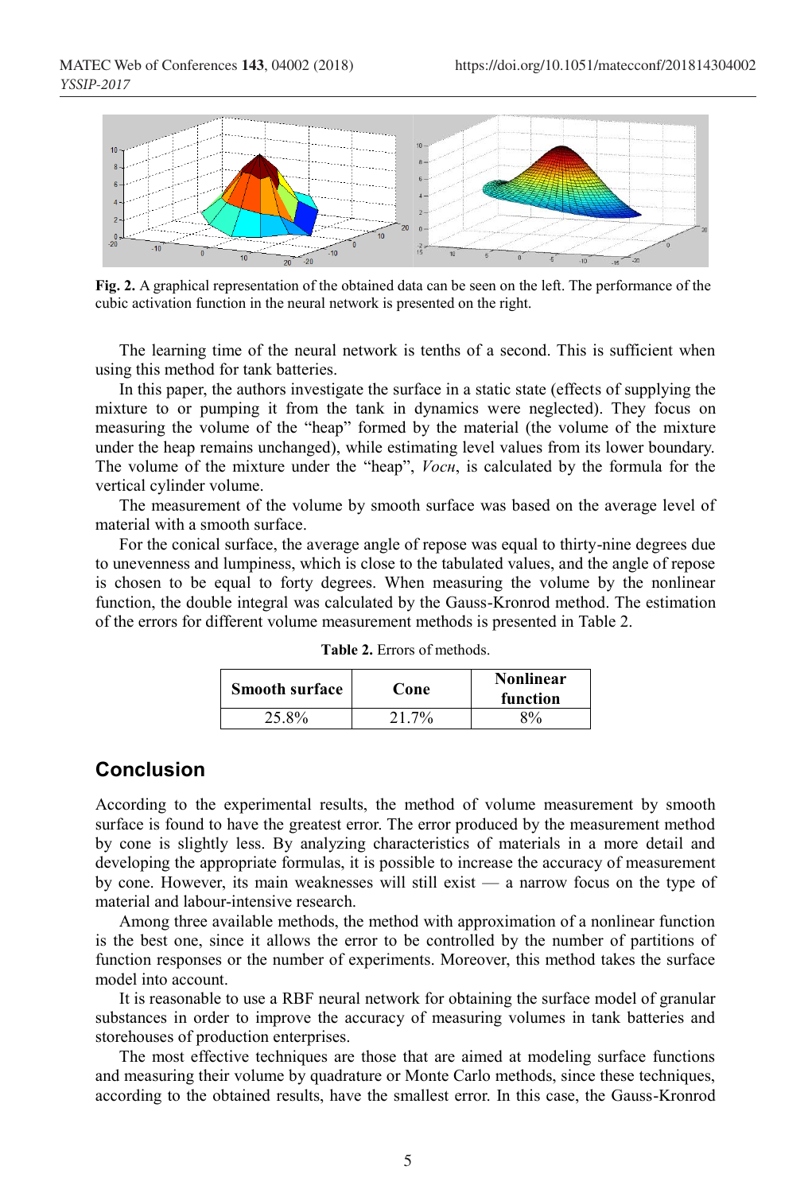**Fig. 2.** A graphical representation of the obtained data can be seen on the left. The performance of the cubic activation function in the neural network is presented on the right.

The learning time of the neural network is tenths of a second. This is sufficient when using this method for tank batteries.

In this paper, the authors investigate the surface in a static state (effects of supplying the mixture to or pumping it from the tank in dynamics were neglected). They focus on measuring the volume of the "heap" formed by the material (the volume of the mixture under the heap remains unchanged), while estimating level values from its lower boundary. The volume of the mixture under the "heap", *Vосн*, is calculated by the formula for the vertical cylinder volume.

The measurement of the volume by smooth surface was based on the average level of material with a smooth surface.

For the conical surface, the average angle of repose was equal to thirty-nine degrees due to unevenness and lumpiness, which is close to the tabulated values, and the angle of repose is chosen to be equal to forty degrees. When measuring the volume by the nonlinear function, the double integral was calculated by the Gauss-Kronrod method. The estimation of the errors for different volume measurement methods is presented in Table 2.

**Table 2.** Errors of methods.

| Smooth surface | Cone | Nonlinear function |
|---|---|---|
| 25.8% | 21.7% | 8% |

## Conclusion

According to the experimental results, the method of volume measurement by smooth surface is found to have the greatest error. The error produced by the measurement method by cone is slightly less. By analyzing characteristics of materials in a more detail and developing the appropriate formulas, it is possible to increase the accuracy of measurement by cone. However, its main weaknesses will still exist — a narrow focus on the type of material and labour-intensive research.

Among three available methods, the method with approximation of a nonlinear function is the best one, since it allows the error to be controlled by the number of partitions of function responses or the number of experiments. Moreover, this method takes the surface model into account.

It is reasonable to use a RBF neural network for obtaining the surface model of granular substances in order to improve the accuracy of measuring volumes in tank batteries and storehouses of production enterprises.

The most effective techniques are those that are aimed at modeling surface functions and measuring their volume by quadrature or Monte Carlo methods, since these techniques, according to the obtained results, have the smallest error. In this case, the Gauss-Kronrod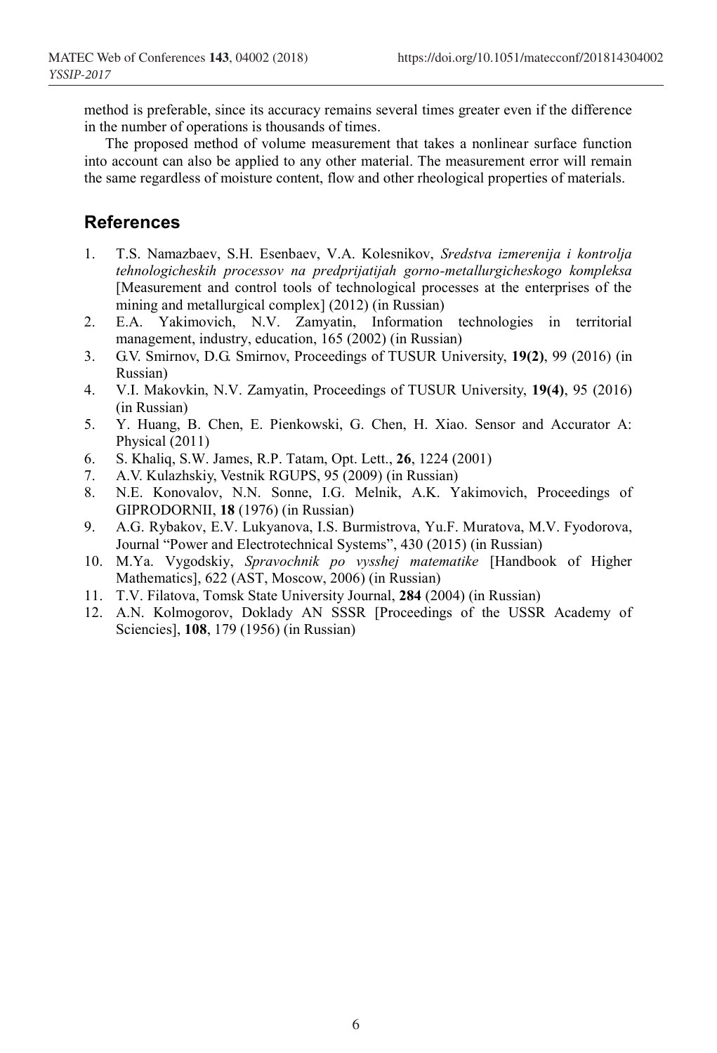method is preferable, since its accuracy remains several times greater even if the difference in the number of operations is thousands of times.

The proposed method of volume measurement that takes a nonlinear surface function into account can also be applied to any other material. The measurement error will remain the same regardless of moisture content, flow and other rheological properties of materials.

## References

1. T.S. Namazbaev, S.H. Esenbaev, V.A. Kolesnikov, *Sredstva izmerenija i kontrolja tehnologicheskih processov na predprijatijah gorno-metallurgicheskogo kompleksa* [Measurement and control tools of technological processes at the enterprises of the mining and metallurgical complex] (2012) (in Russian)
2. E.A. Yakimovich, N.V. Zamyatin, Information technologies in territorial management, industry, education, 165 (2002) (in Russian)
3. G.V. Smirnov, D.G. Smirnov, Proceedings of TUSUR University, **19(2)**, 99 (2016) (in Russian)
4. V.I. Makovkin, N.V. Zamyatin, Proceedings of TUSUR University, **19(4)**, 95 (2016) (in Russian)
5. Y. Huang, B. Chen, E. Pienkowski, G. Chen, H. Xiao. Sensor and Accurator A: Physical (2011)
6. S. Khaliq, S.W. James, R.P. Tatam, Opt. Lett., **26**, 1224 (2001)
7. A.V. Kulazhskiy, Vestnik RGUPS, 95 (2009) (in Russian)
8. N.E. Konovalov, N.N. Sonne, I.G. Melnik, A.K. Yakimovich, Proceedings of GIPRODORNII, **18** (1976) (in Russian)
9. A.G. Rybakov, E.V. Lukyanova, I.S. Burmistrova, Yu.F. Muratova, M.V. Fyodorova, Journal "Power and Electrotechnical Systems", 430 (2015) (in Russian)
10. M.Ya. Vygodskiy, *Spravochnik po vysshej matematike* [Handbook of Higher Mathematics], 622 (AST, Moscow, 2006) (in Russian)
11. T.V. Filatova, Tomsk State University Journal, **284** (2004) (in Russian)
12. A.N. Kolmogorov, Doklady AN SSSR [Proceedings of the USSR Academy of Sciencies], **108**, 179 (1956) (in Russian)